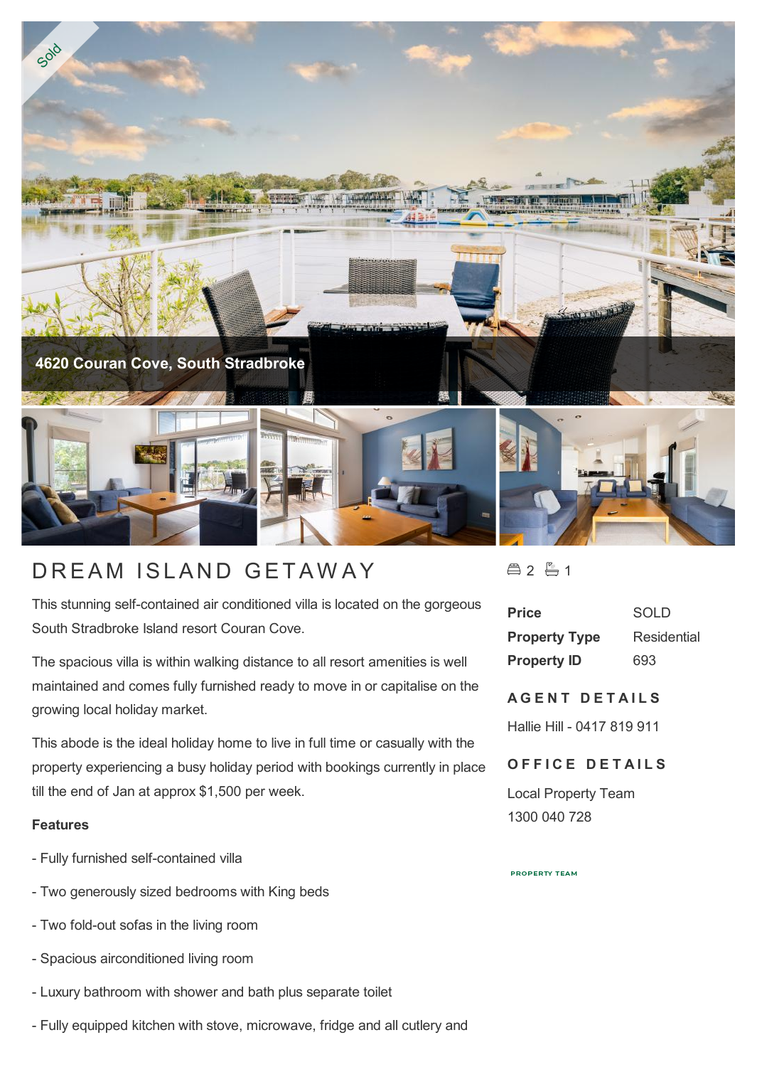Sold

4620 Couran Cove, South Stradbroke

# DREAM ISLAND GETAWAY

This stunning self-contained air conditioned villa is located on the gorgeous South Stradbroke Island resort Couran Cove.

The spacious villa is within walking distance to all resort amenities is well maintained and comes fully furnished ready to move in or capitalise on the growing local holiday market.

This abode is the ideal holiday home to live in full time or casually with the property experiencing a busy holiday period with bookings currently in place till the end of Jan at approx $1,500 per week.

**Features**

- Fully furnished self-contained villa
- Two generously sized bedrooms with King beds
- Two fold-out sofas in the living room
- Spacious airconditioned living room
- Luxury bathroom with shower and bath plus separate toilet
- Fully equipped kitchen with stove, microwave, fridge and all cutlery and

2 1

| | |
|---|---|
| **Price** | SOLD |
| **Property Type** | Residential |
| **Property ID** | 693 |

## AGENT DETAILS

Hallie Hill - 0417 819 911

## OFFICE DETAILS

Local Property Team
1300 040 728

PROPERTY TEAM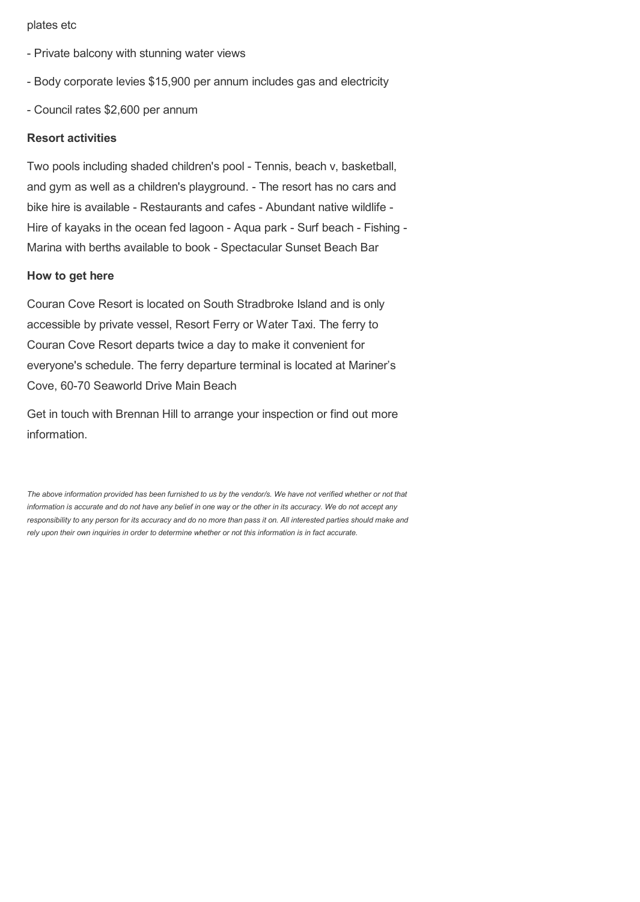plates etc

- Private balcony with stunning water views

- Body corporate levies $15,900 per annum includes gas and electricity

- Council rates $2,600 per annum

**Resort activities**

Two pools including shaded children's pool - Tennis, beach v, basketball, and gym as well as a children's playground. - The resort has no cars and bike hire is available - Restaurants and cafes - Abundant native wildlife - Hire of kayaks in the ocean fed lagoon - Aqua park - Surf beach - Fishing - Marina with berths available to book - Spectacular Sunset Beach Bar

**How to get here**

Couran Cove Resort is located on South Stradbroke Island and is only accessible by private vessel, Resort Ferry or Water Taxi. The ferry to Couran Cove Resort departs twice a day to make it convenient for everyone's schedule. The ferry departure terminal is located at Mariner's Cove, 60-70 Seaworld Drive Main Beach

Get in touch with Brennan Hill to arrange your inspection or find out more information.

*The above information provided has been furnished to us by the vendor/s. We have not verified whether or not that information is accurate and do not have any belief in one way or the other in its accuracy. We do not accept any responsibility to any person for its accuracy and do no more than pass it on. All interested parties should make and rely upon their own inquiries in order to determine whether or not this information is in fact accurate.*